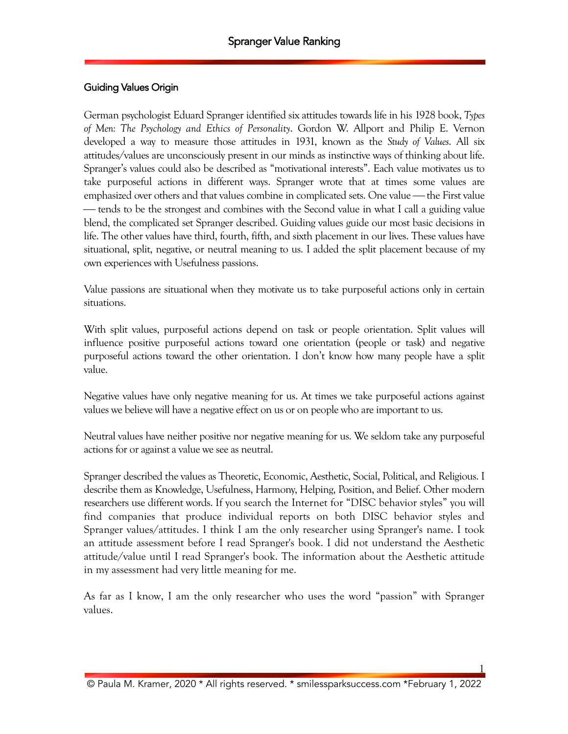# Spranger Value Ranking

## Guiding Values Origin

German psychologist Eduard Spranger identified six attitudes towards life in his 1928 book, *Types of Men: The Psychology and Ethics of Personality*. Gordon W. Allport and Philip E. Vernon developed a way to measure those attitudes in 1931, known as the *Study of Values*. All six attitudes/values are unconsciously present in our minds as instinctive ways of thinking about life. Spranger's values could also be described as "motivational interests". Each value motivates us to take purposeful actions in different ways. Spranger wrote that at times some values are emphasized over others and that values combine in complicated sets. One value — the First value — tends to be the strongest and combines with the Second value in what I call a guiding value blend, the complicated set Spranger described. Guiding values guide our most basic decisions in life. The other values have third, fourth, fifth, and sixth placement in our lives. These values have situational, split, negative, or neutral meaning to us. I added the split placement because of my own experiences with Usefulness passions.

Value passions are situational when they motivate us to take purposeful actions only in certain situations.

With split values, purposeful actions depend on task or people orientation. Split values will influence positive purposeful actions toward one orientation (people or task) and negative purposeful actions toward the other orientation. I don't know how many people have a split value.

Negative values have only negative meaning for us. At times we take purposeful actions against values we believe will have a negative effect on us or on people who are important to us.

Neutral values have neither positive nor negative meaning for us. We seldom take any purposeful actions for or against a value we see as neutral.

Spranger described the values as Theoretic, Economic, Aesthetic, Social, Political, and Religious. I describe them as Knowledge, Usefulness, Harmony, Helping, Position, and Belief. Other modern researchers use different words. If you search the Internet for "DISC behavior styles" you will find companies that produce individual reports on both DISC behavior styles and Spranger values/attitudes. I think I am the only researcher using Spranger's name. I took an attitude assessment before I read Spranger's book. I did not understand the Aesthetic attitude/value until I read Spranger's book. The information about the Aesthetic attitude in my assessment had very little meaning for me.

As far as I know, I am the only researcher who uses the word "passion" with Spranger values.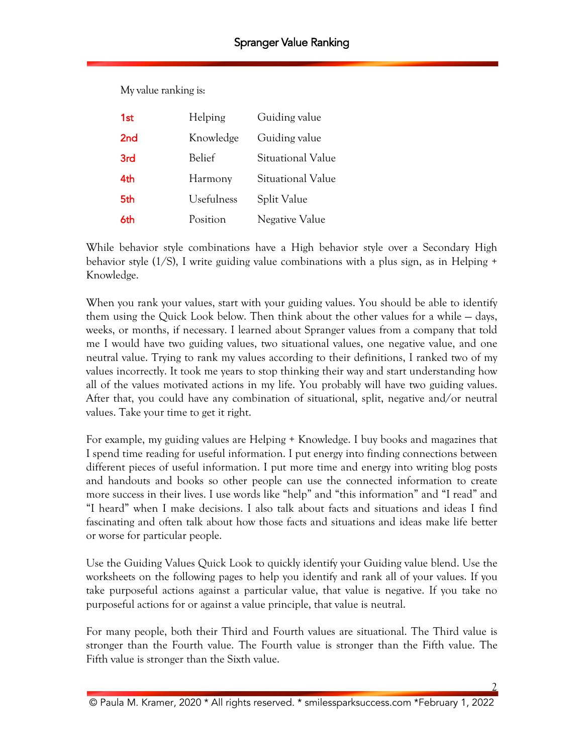My value ranking is:

| | | |
|---|---|---|
| 1st | Helping | Guiding value |
| 2nd | Knowledge | Guiding value |
| 3rd | Belief | Situational Value |
| 4th | Harmony | Situational Value |
| 5th | Usefulness | Split Value |
| 6th | Position | Negative Value |

While behavior style combinations have a High behavior style over a Secondary High behavior style (1/S), I write guiding value combinations with a plus sign, as in Helping + Knowledge.

When you rank your values, start with your guiding values. You should be able to identify them using the Quick Look below. Then think about the other values for a while — days, weeks, or months, if necessary. I learned about Spranger values from a company that told me I would have two guiding values, two situational values, one negative value, and one neutral value. Trying to rank my values according to their definitions, I ranked two of my values incorrectly. It took me years to stop thinking their way and start understanding how all of the values motivated actions in my life. You probably will have two guiding values. After that, you could have any combination of situational, split, negative and/or neutral values. Take your time to get it right.

For example, my guiding values are Helping + Knowledge. I buy books and magazines that I spend time reading for useful information. I put energy into finding connections between different pieces of useful information. I put more time and energy into writing blog posts and handouts and books so other people can use the connected information to create more success in their lives. I use words like "help" and "this information" and "I read" and "I heard" when I make decisions. I also talk about facts and situations and ideas I find fascinating and often talk about how those facts and situations and ideas make life better or worse for particular people.

Use the Guiding Values Quick Look to quickly identify your Guiding value blend. Use the worksheets on the following pages to help you identify and rank all of your values. If you take purposeful actions against a particular value, that value is negative. If you take no purposeful actions for or against a value principle, that value is neutral.

For many people, both their Third and Fourth values are situational. The Third value is stronger than the Fourth value. The Fourth value is stronger than the Fifth value. The Fifth value is stronger than the Sixth value.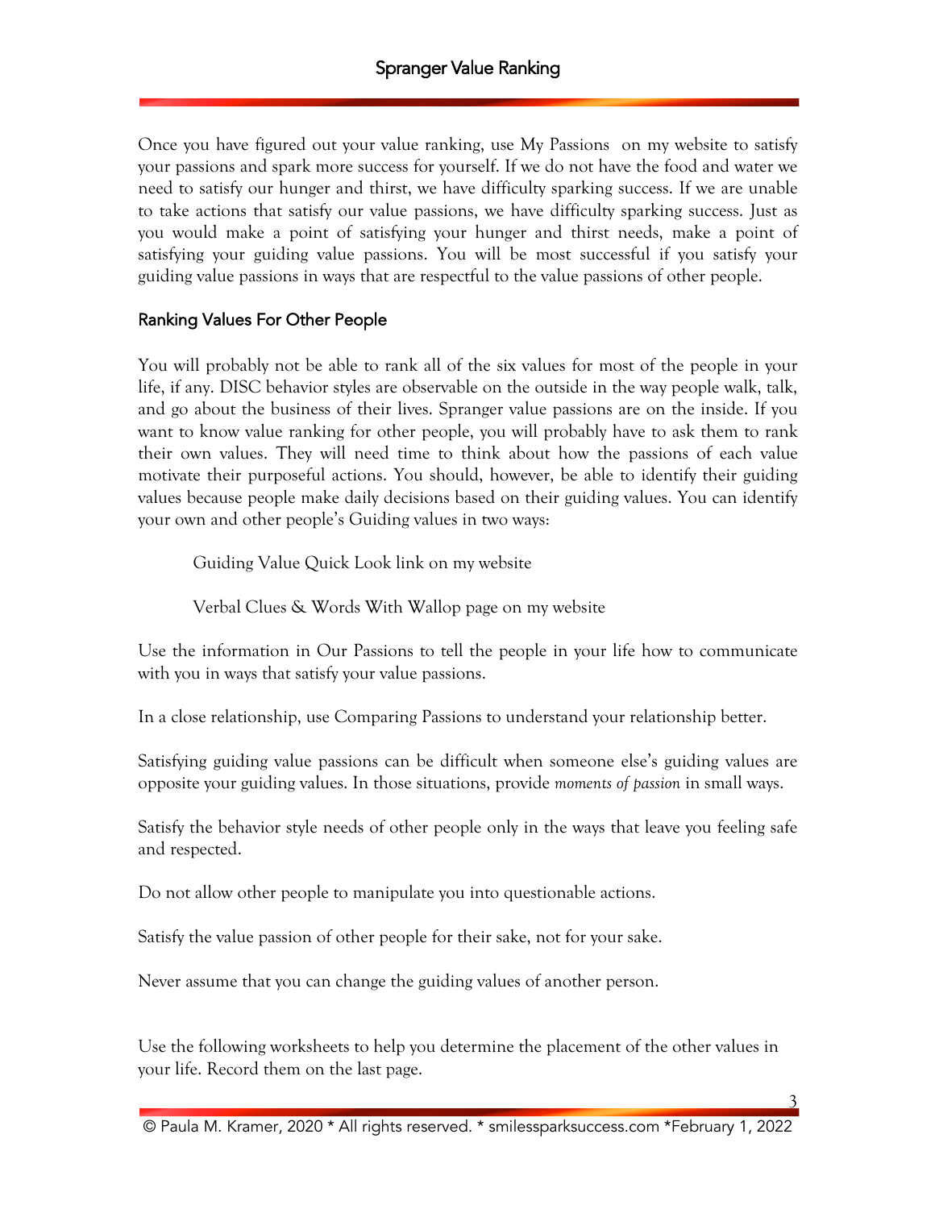Once you have figured out your value ranking, use My Passions on my website to satisfy your passions and spark more success for yourself. If we do not have the food and water we need to satisfy our hunger and thirst, we have difficulty sparking success. If we are unable to take actions that satisfy our value passions, we have difficulty sparking success. Just as you would make a point of satisfying your hunger and thirst needs, make a point of satisfying your guiding value passions. You will be most successful if you satisfy your guiding value passions in ways that are respectful to the value passions of other people.

## Ranking Values For Other People

You will probably not be able to rank all of the six values for most of the people in your life, if any. DISC behavior styles are observable on the outside in the way people walk, talk, and go about the business of their lives. Spranger value passions are on the inside. If you want to know value ranking for other people, you will probably have to ask them to rank their own values. They will need time to think about how the passions of each value motivate their purposeful actions. You should, however, be able to identify their guiding values because people make daily decisions based on their guiding values. You can identify your own and other people's Guiding values in two ways:

Guiding Value Quick Look link on my website

Verbal Clues & Words With Wallop page on my website

Use the information in Our Passions to tell the people in your life how to communicate with you in ways that satisfy your value passions.

In a close relationship, use Comparing Passions to understand your relationship better.

Satisfying guiding value passions can be difficult when someone else's guiding values are opposite your guiding values. In those situations, provide *moments of passion* in small ways.

Satisfy the behavior style needs of other people only in the ways that leave you feeling safe and respected.

Do not allow other people to manipulate you into questionable actions.

Satisfy the value passion of other people for their sake, not for your sake.

Never assume that you can change the guiding values of another person.

Use the following worksheets to help you determine the placement of the other values in your life. Record them on the last page.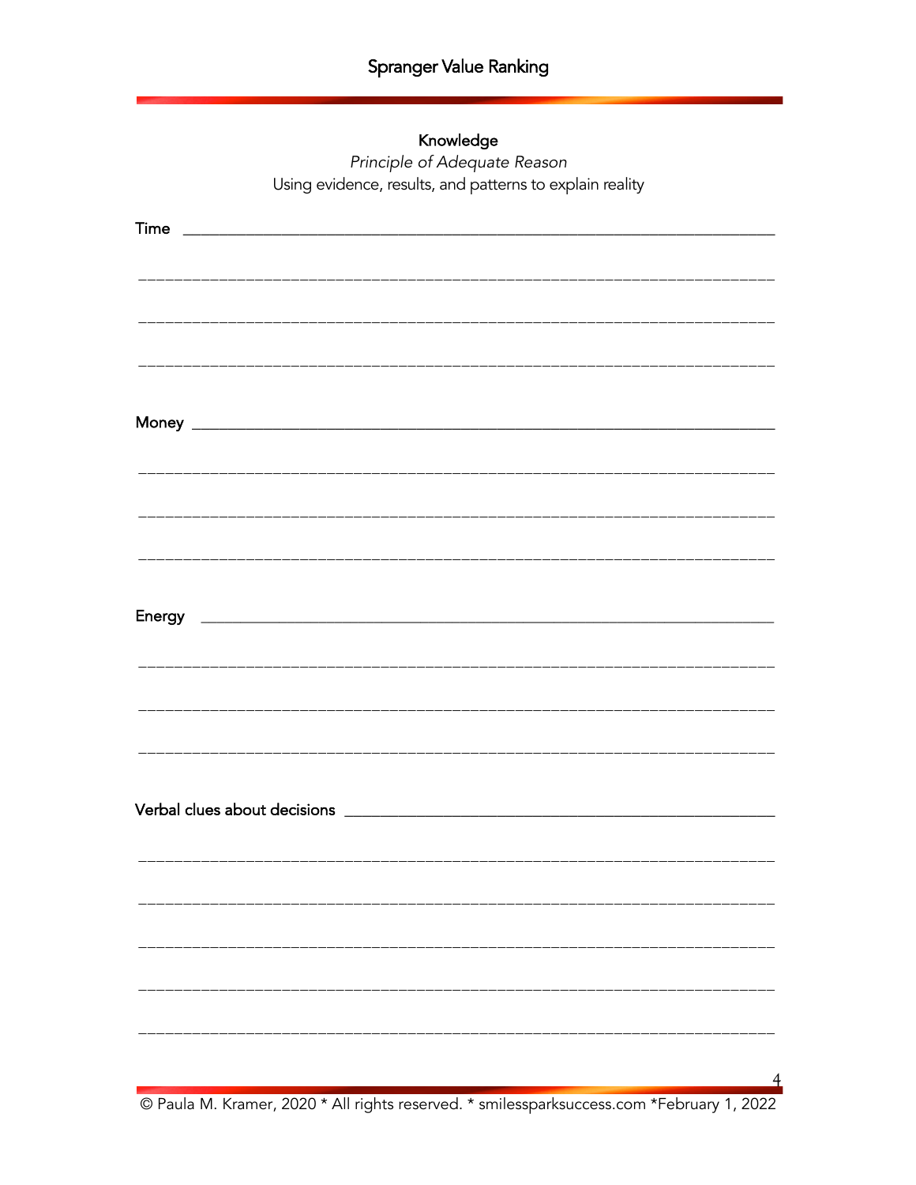## Knowledge

*Principle of Adequate Reason*

Using evidence, results, and patterns to explain reality

Time ________________________________________________________________________

________________________________________________________________________

________________________________________________________________________

________________________________________________________________________

Money ________________________________________________________________________

________________________________________________________________________

________________________________________________________________________

________________________________________________________________________

Energy ________________________________________________________________________

________________________________________________________________________

________________________________________________________________________

________________________________________________________________________

Verbal clues about decisions ______________________________________________________

________________________________________________________________________

________________________________________________________________________

________________________________________________________________________

________________________________________________________________________

________________________________________________________________________

© Paula M. Kramer, 2020 * All rights reserved. * smilessparksuccess.com *February 1, 2022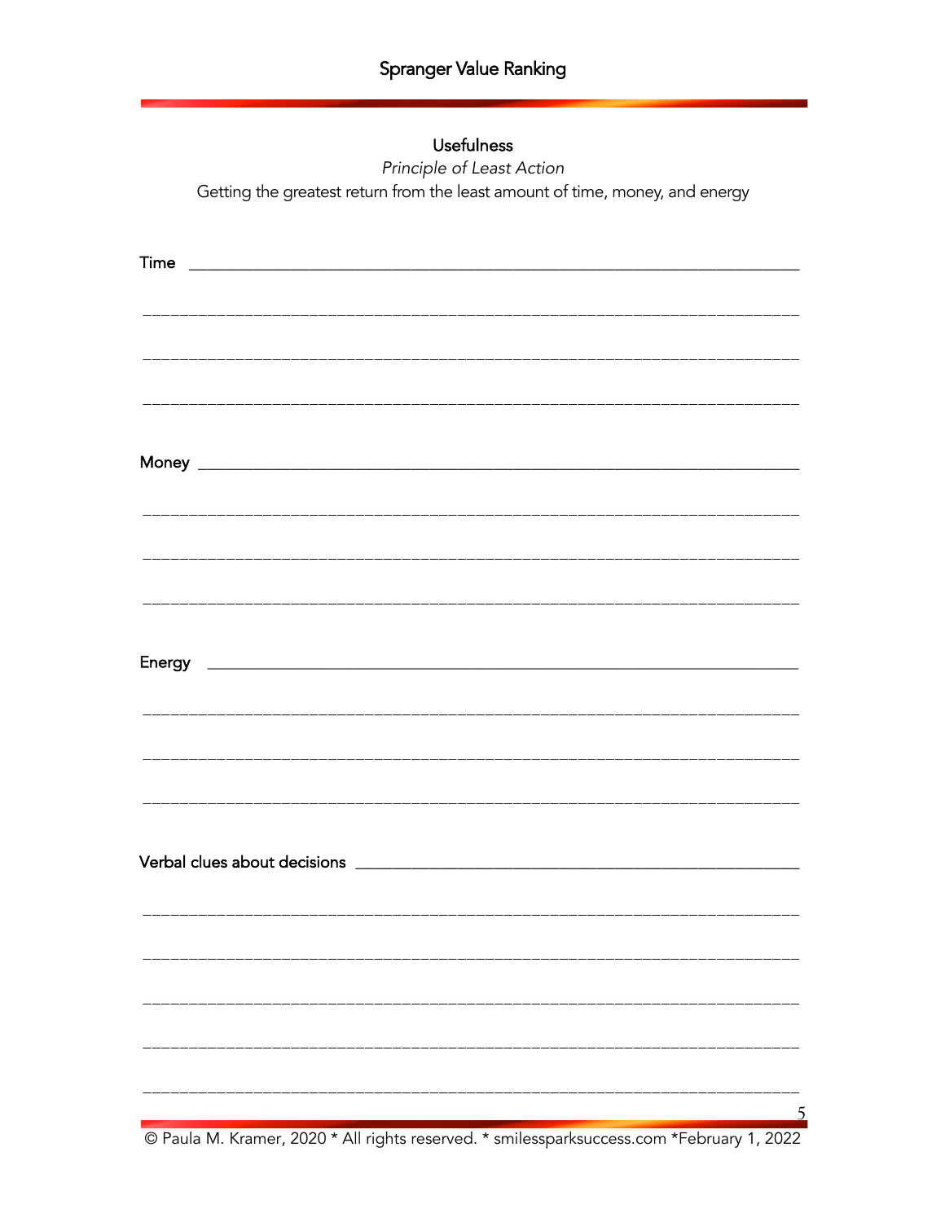## Usefulness

*Principle of Least Action*

Getting the greatest return from the least amount of time, money, and energy

Time ___________________________________________________________________

___________________________________________________________________

___________________________________________________________________

___________________________________________________________________

Money ___________________________________________________________________

___________________________________________________________________

___________________________________________________________________

___________________________________________________________________

Energy ___________________________________________________________________

___________________________________________________________________

___________________________________________________________________

___________________________________________________________________

Verbal clues about decisions ___________________________________________________

___________________________________________________________________

___________________________________________________________________

___________________________________________________________________

___________________________________________________________________

___________________________________________________________________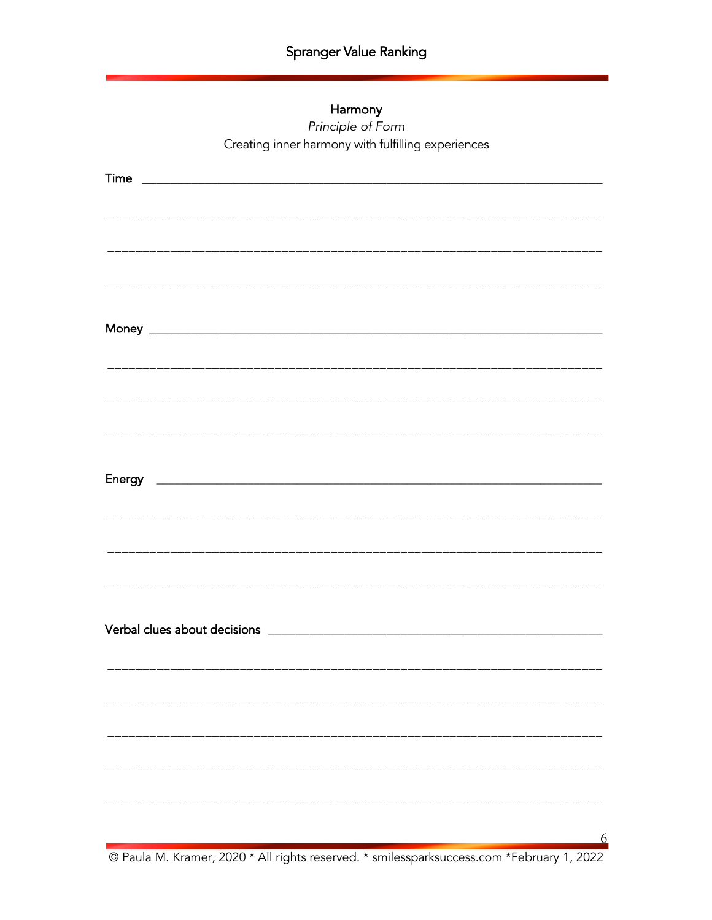## Harmony

*Principle of Form*

Creating inner harmony with fulfilling experiences

Time ______________________________________________________________________

______________________________________________________________________

______________________________________________________________________

______________________________________________________________________

Money ______________________________________________________________________

______________________________________________________________________

______________________________________________________________________

______________________________________________________________________

Energy ______________________________________________________________________

______________________________________________________________________

______________________________________________________________________

______________________________________________________________________

Verbal clues about decisions ______________________________________________________

______________________________________________________________________

______________________________________________________________________

______________________________________________________________________

______________________________________________________________________

______________________________________________________________________

© Paula M. Kramer, 2020 * All rights reserved. * smilessparksuccess.com *February 1, 2022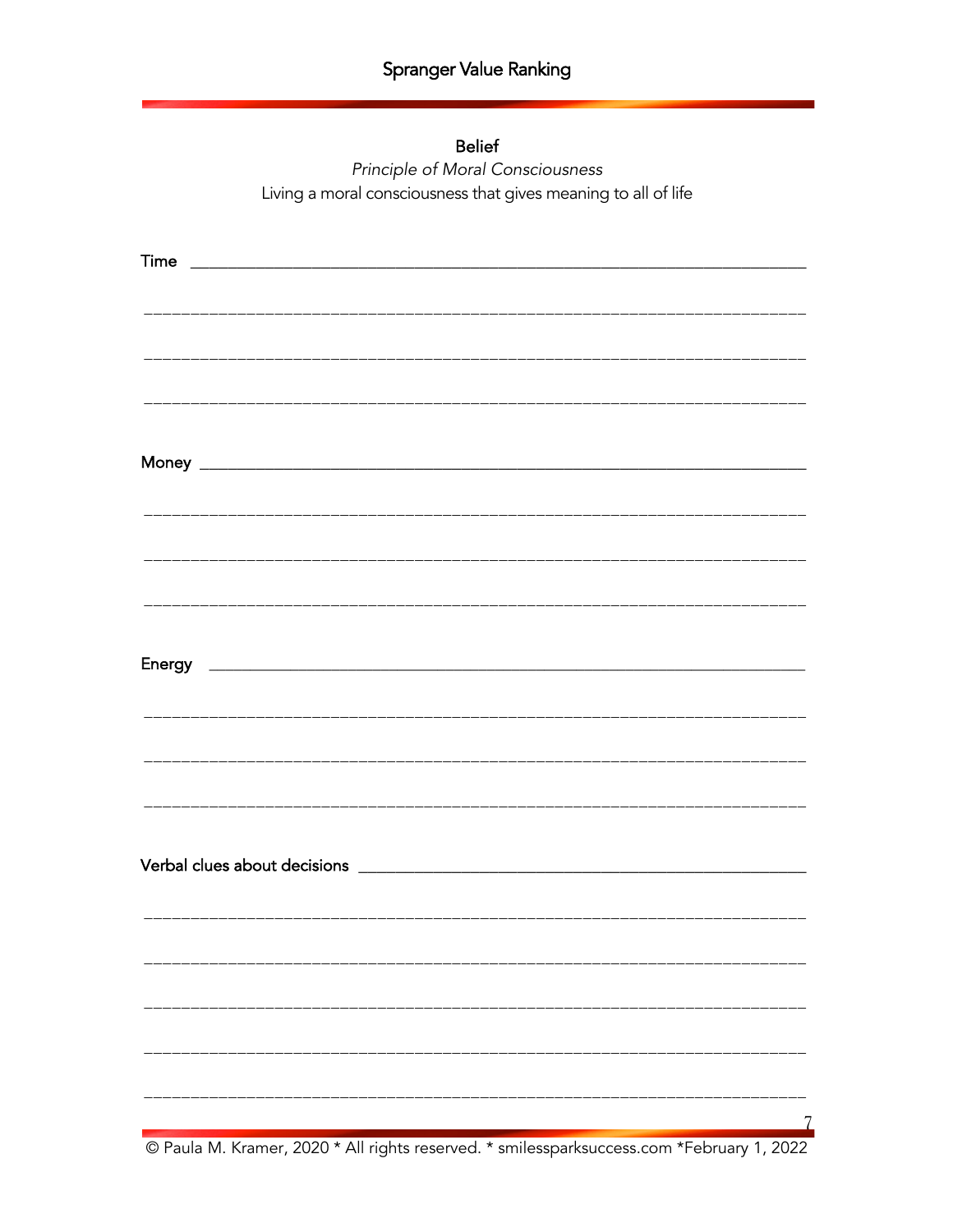## Belief

*Principle of Moral Consciousness*

Living a moral consciousness that gives meaning to all of life

Time ___________________________________________________________________

___________________________________________________________________

___________________________________________________________________

___________________________________________________________________

Money ___________________________________________________________________

___________________________________________________________________

___________________________________________________________________

___________________________________________________________________

Energy ___________________________________________________________________

___________________________________________________________________

___________________________________________________________________

___________________________________________________________________

Verbal clues about decisions ___________________________________________

___________________________________________________________________

___________________________________________________________________

___________________________________________________________________

___________________________________________________________________

___________________________________________________________________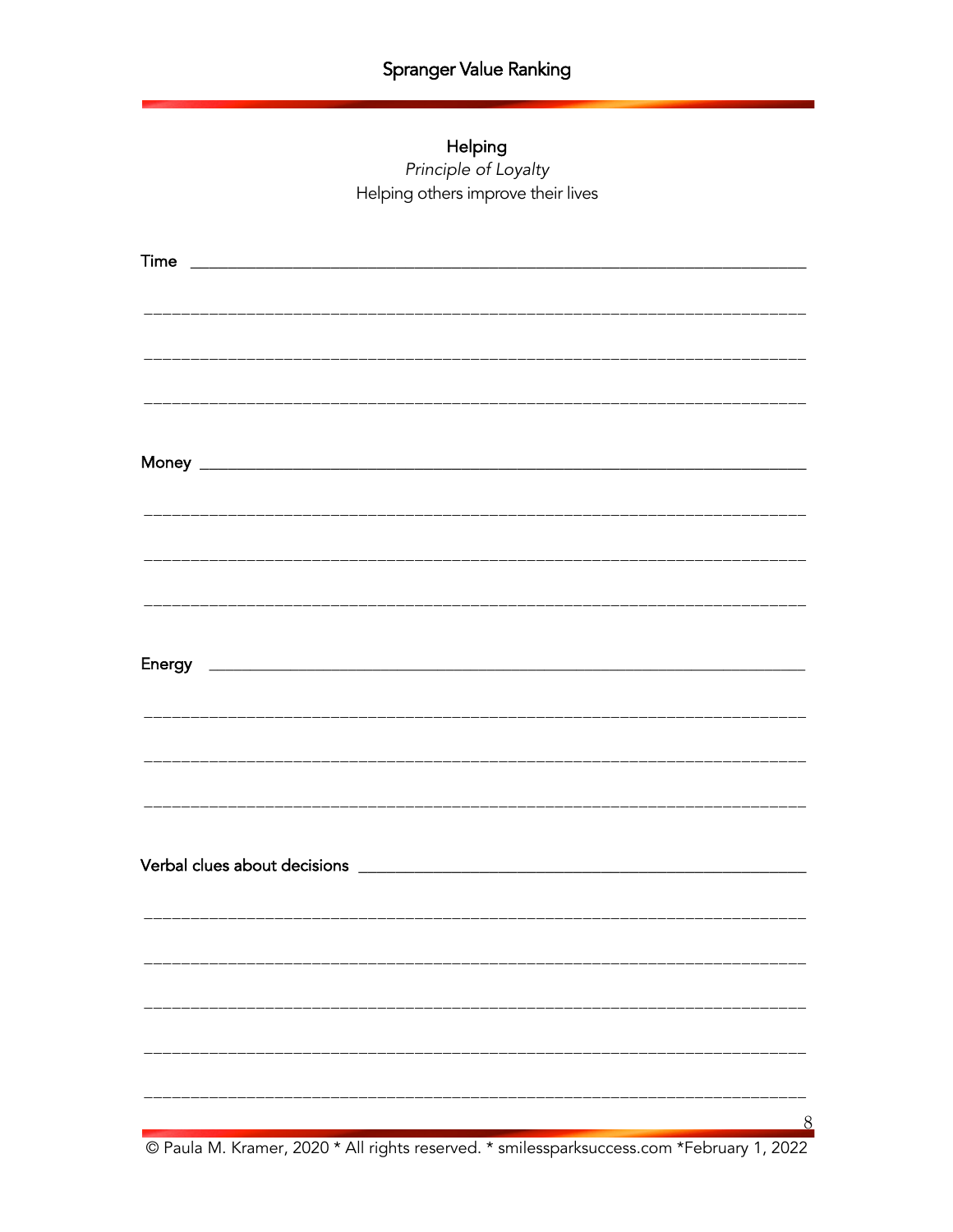## Helping

*Principle of Loyalty*

Helping others improve their lives

Time ______________________________________________________________________

______________________________________________________________________

______________________________________________________________________

______________________________________________________________________

Money ______________________________________________________________________

______________________________________________________________________

______________________________________________________________________

______________________________________________________________________

Energy ______________________________________________________________________

______________________________________________________________________

______________________________________________________________________

______________________________________________________________________

Verbal clues about decisions ______________________________________________________________________

______________________________________________________________________

______________________________________________________________________

______________________________________________________________________

______________________________________________________________________

______________________________________________________________________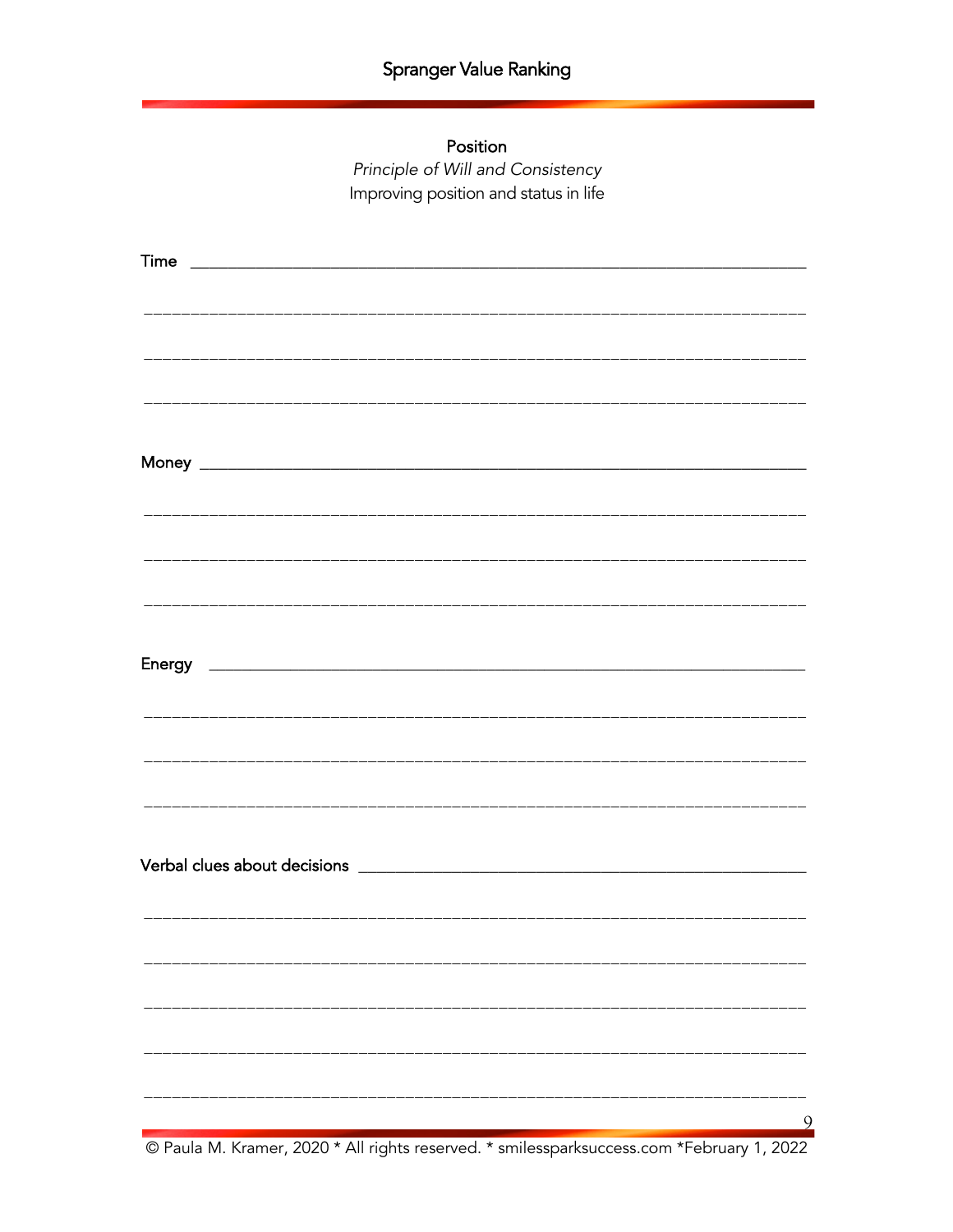## Position

*Principle of Will and Consistency*

Improving position and status in life

Time ______________________________________________________________________

______________________________________________________________________

______________________________________________________________________

______________________________________________________________________

Money ______________________________________________________________________

______________________________________________________________________

______________________________________________________________________

______________________________________________________________________

Energy ______________________________________________________________________

______________________________________________________________________

______________________________________________________________________

______________________________________________________________________

Verbal clues about decisions ______________________________________________________

______________________________________________________________________

______________________________________________________________________

______________________________________________________________________

______________________________________________________________________

______________________________________________________________________

© Paula M. Kramer, 2020 * All rights reserved. * smilessparksuccess.com *February 1, 2022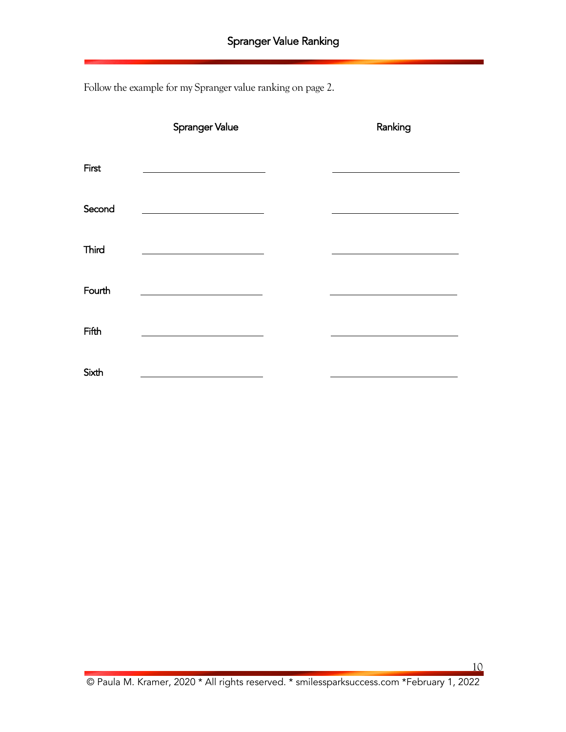# Sranger Value Ranking

Follow the example for my Spranger value ranking on page 2.

| | Spranger Value | Ranking |
|---|---|---|
| First | | |
| Second | | |
| Third | | |
| Fourth | | |
| Fifth | | |
| Sixth | | |

# Spranger Value Ranking

Follow the example for my Spranger value ranking on page 2.

| | Spranger Value | Ranking |
|---|---|---|
| First | | |
| Second | | |
| Third | | |
| Fourth | | |
| Fifth | | |
| Sixth | | |